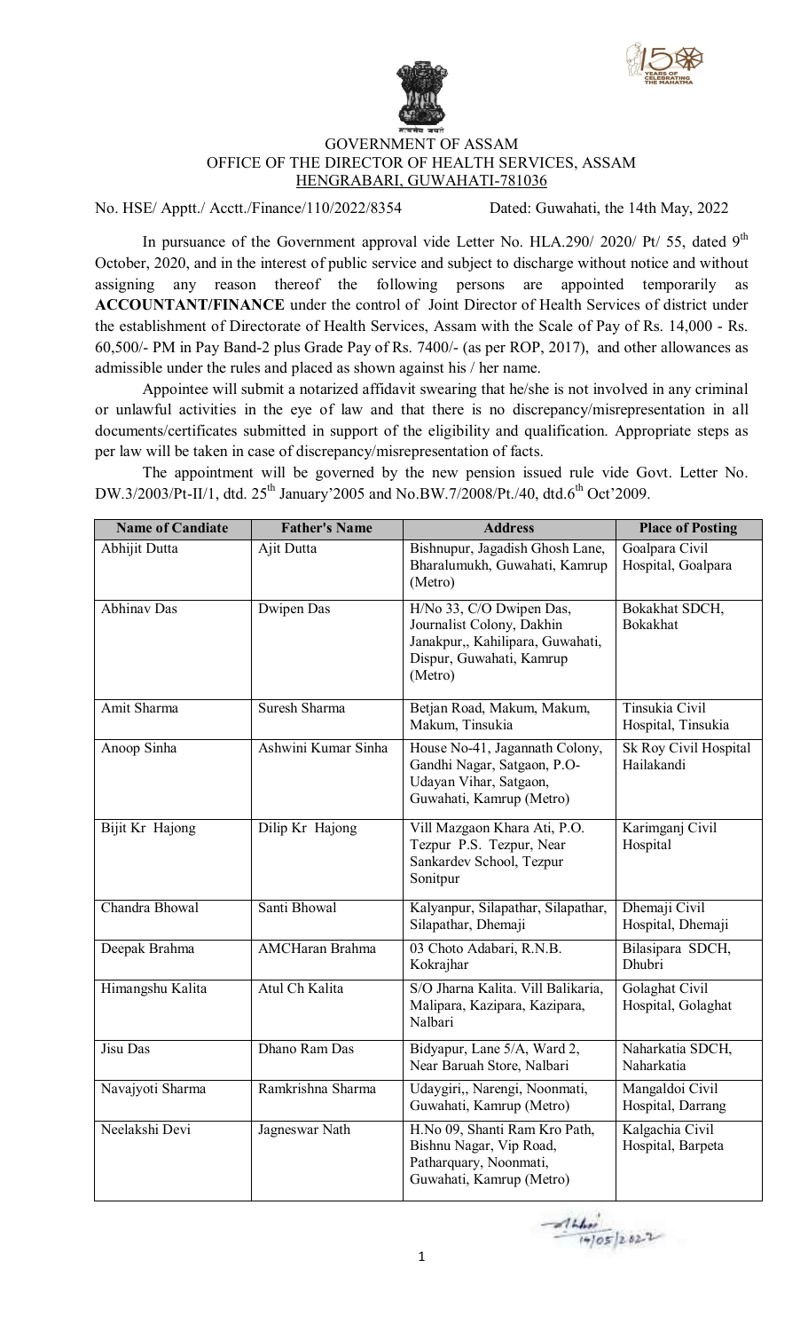GOVERNMENT OF ASSAM
OFFICE OF THE DIRECTOR OF HEALTH SERVICES, ASSAM
HENGRABARI, GUWAHATI-781036

No. HSE/ Apptt./ Acctt./Finance/110/2022/8354 Dated: Guwahati, the 14th May, 2022

In pursuance of the Government approval vide Letter No. HLA.290/ 2020/ Pt/ 55, dated 9th October, 2020, and in the interest of public service and subject to discharge without notice and without assigning any reason thereof the following persons are appointed temporarily as **ACCOUNTANT/FINANCE** under the control of Joint Director of Health Services of district under the establishment of Directorate of Health Services, Assam with the Scale of Pay of Rs. 14,000 - Rs. 60,500/- PM in Pay Band-2 plus Grade Pay of Rs. 7400/- (as per ROP, 2017), and other allowances as admissible under the rules and placed as shown against his / her name.

Appointee will submit a notarized affidavit swearing that he/she is not involved in any criminal or unlawful activities in the eye of law and that there is no discrepancy/misrepresentation in all documents/certificates submitted in support of the eligibility and qualification. Appropriate steps as per law will be taken in case of discrepancy/misrepresentation of facts.

The appointment will be governed by the new pension issued rule vide Govt. Letter No. DW.3/2003/Pt-II/1, dtd. 25th January'2005 and No.BW.7/2008/Pt./40, dtd.6th Oct'2009.

| Name of Candiate | Father's Name | Address | Place of Posting |
|---|---|---|---|
| Abhijit Dutta | Ajit Dutta | Bishnupur, Jagadish Ghosh Lane, Bharalumukh, Guwahati, Kamrup (Metro) | Goalpara Civil Hospital, Goalpara |
| Abhinav Das | Dwipen Das | H/No 33, C/O Dwipen Das, Journalist Colony, Dakhin Janakpur,, Kahilipara, Guwahati, Dispur, Guwahati, Kamrup (Metro) | Bokakhat SDCH, Bokakhat |
| Amit Sharma | Suresh Sharma | Betjan Road, Makum, Makum, Makum, Tinsukia | Tinsukia Civil Hospital, Tinsukia |
| Anoop Sinha | Ashwini Kumar Sinha | House No-41, Jagannath Colony, Gandhi Nagar, Satgaon, P.O-Udayan Vihar, Satgaon, Guwahati, Kamrup (Metro) | Sk Roy Civil Hospital Hailakandi |
| Bijit Kr Hajong | Dilip Kr Hajong | Vill Mazgaon Khara Ati, P.O. Tezpur P.S. Tezpur, Near Sankardev School, Tezpur Sonitpur | Karimganj Civil Hospital |
| Chandra Bhowal | Santi Bhowal | Kalyanpur, Silapathar, Silapathar, Silapathar, Dhemaji | Dhemaji Civil Hospital, Dhemaji |
| Deepak Brahma | AMCHaran Brahma | 03 Choto Adabari, R.N.B. Kokrajhar | Bilasipara SDCH, Dhubri |
| Himangshu Kalita | Atul Ch Kalita | S/O Jharna Kalita. Vill Balikaria, Malipara, Kazipara, Kazipara, Nalbari | Golaghat Civil Hospital, Golaghat |
| Jisu Das | Dhano Ram Das | Bidyapur, Lane 5/A, Ward 2, Near Baruah Store, Nalbari | Naharkatia SDCH, Naharkatia |
| Navajyoti Sharma | Ramkrishna Sharma | Udaygiri,, Narengi, Noonmati, Guwahati, Kamrup (Metro) | Mangaldoi Civil Hospital, Darrang |
| Neelakshi Devi | Jagneswar Nath | H.No 09, Shanti Ram Kro Path, Bishnu Nagar, Vip Road, Patharquary, Noonmati, Guwahati, Kamrup (Metro) | Kalgachia Civil Hospital, Barpeta |

14/05/2022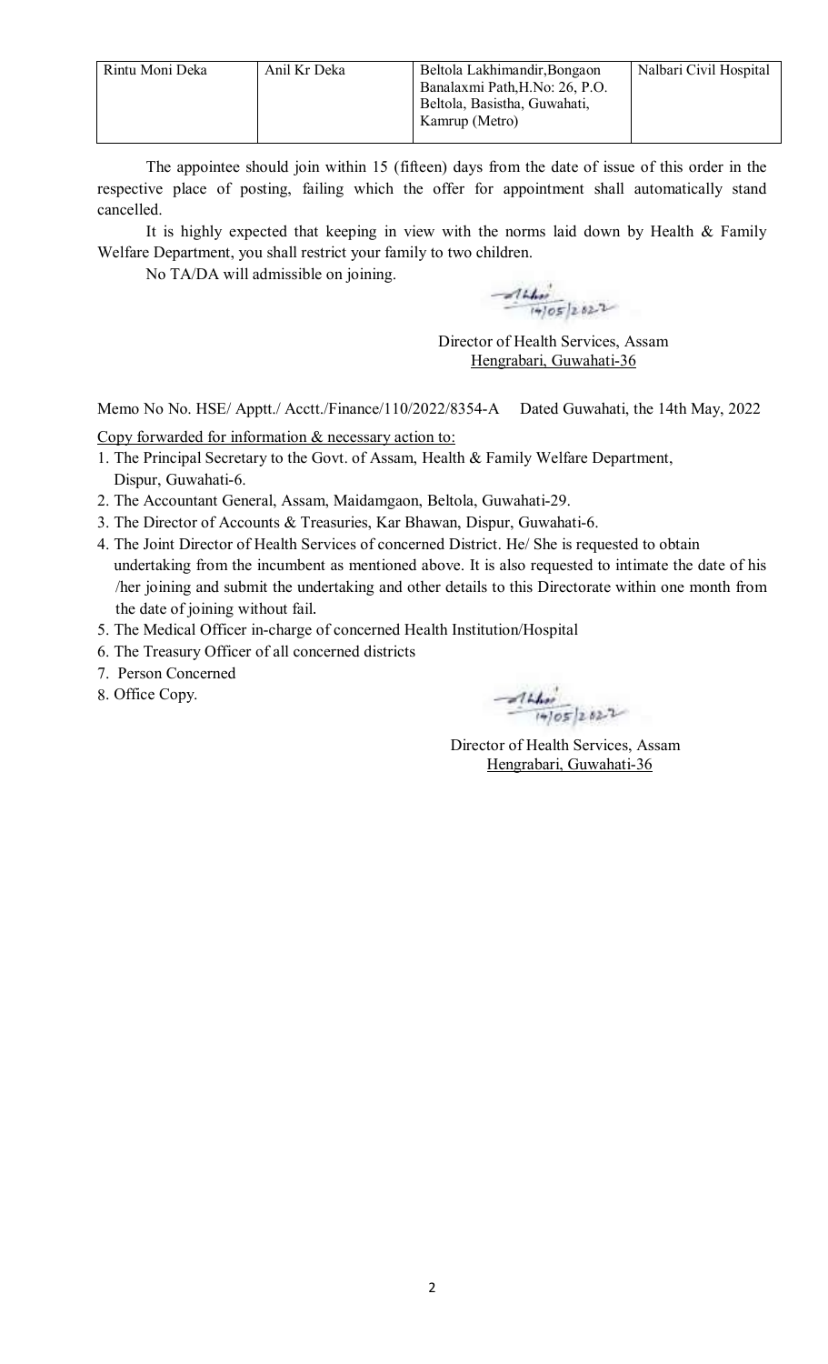| | | | |
|---|---|---|---|
| Rintu Moni Deka | Anil Kr Deka | Beltola Lakhimandir,Bongaon Banalaxmi Path,H.No: 26, P.O. Beltola, Basistha, Guwahati, Kamrup (Metro) | Nalbari Civil Hospital |

The appointee should join within 15 (fifteen) days from the date of issue of this order in the respective place of posting, failing which the offer for appointment shall automatically stand cancelled.

It is highly expected that keeping in view with the norms laid down by Health & Family Welfare Department, you shall restrict your family to two children.

No TA/DA will admissible on joining.

Sd/- 14/05/2022

Director of Health Services, Assam
Hengrabari, Guwahati-36

Memo No No. HSE/ Apptt./ Acctt./Finance/110/2022/8354-A Dated Guwahati, the 14th May, 2022

Copy forwarded for information & necessary action to:

1. The Principal Secretary to the Govt. of Assam, Health & Family Welfare Department, Dispur, Guwahati-6.
2. The Accountant General, Assam, Maidamgaon, Beltola, Guwahati-29.
3. The Director of Accounts & Treasuries, Kar Bhawan, Dispur, Guwahati-6.
4. The Joint Director of Health Services of concerned District. He/ She is requested to obtain undertaking from the incumbent as mentioned above. It is also requested to intimate the date of his /her joining and submit the undertaking and other details to this Directorate within one month from the date of joining without fail.
5. The Medical Officer in-charge of concerned Health Institution/Hospital
6. The Treasury Officer of all concerned districts
7. Person Concerned
8. Office Copy.

Sd/- 14/05/2022

Director of Health Services, Assam
Hengrabari, Guwahati-36